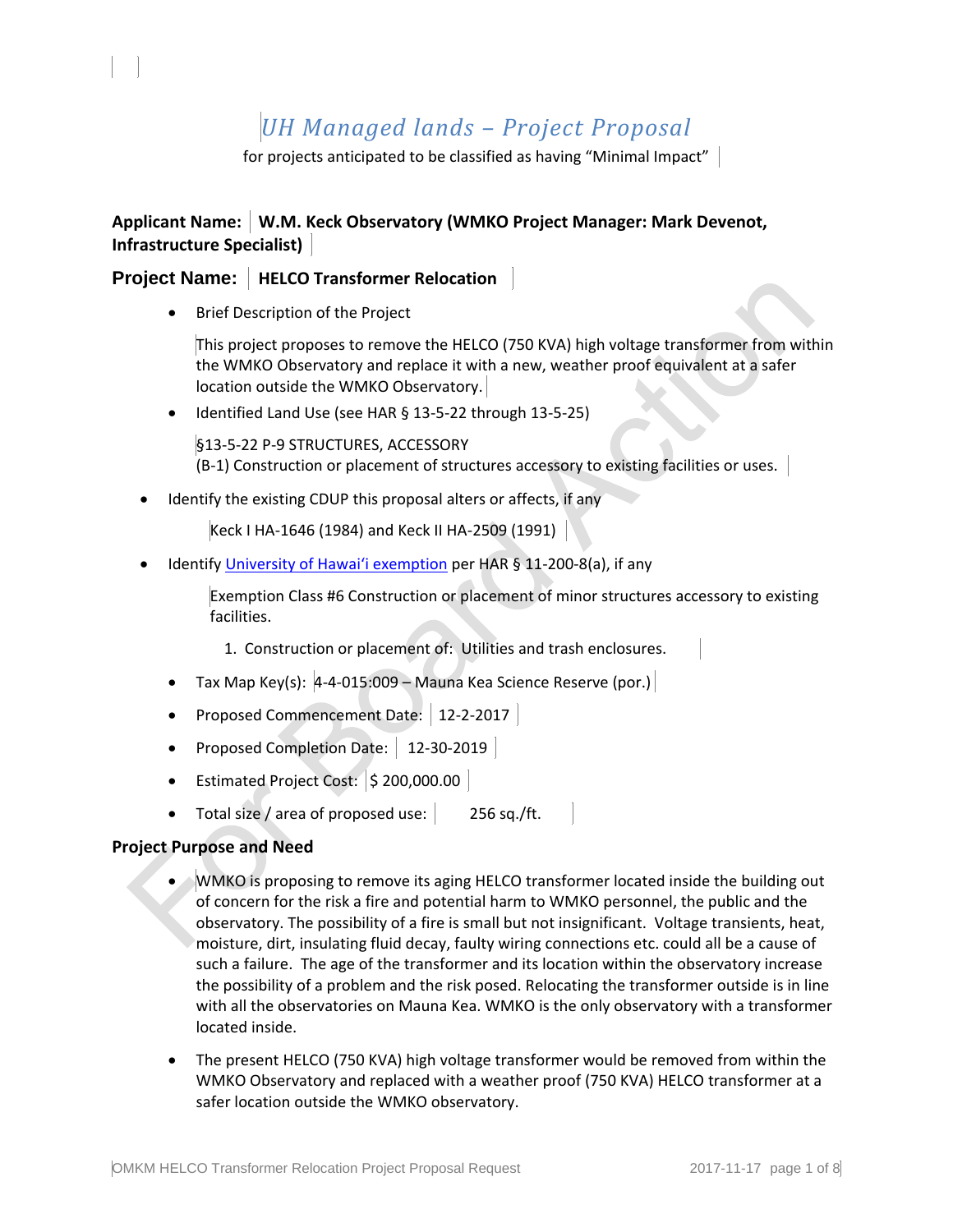# *UH Managed lands – Project Proposal*

for projects anticipated to be classified as having "Minimal Impact"

**Applicant Name: W.M. Keck Observatory (WMKO Project Manager: Mark Devenot, Infrastructure Specialist)**

## Project Name: HELCO Transformer Relocation

- Brief Description of the Project

  This project proposes to remove the HELCO (750 KVA) high voltage transformer from within the WMKO Observatory and replace it with a new, weather proof equivalent at a safer location outside the WMKO Observatory.

- Identified Land Use (see HAR § 13-5-22 through 13-5-25)

  §13-5-22 P-9 STRUCTURES, ACCESSORY
  (B-1) Construction or placement of structures accessory to existing facilities or uses.

- Identify the existing CDUP this proposal alters or affects, if any

  Keck I HA-1646 (1984) and Keck II HA-2509 (1991)

- Identify University of Hawaiʻi exemption per HAR § 11-200-8(a), if any

  Exemption Class #6 Construction or placement of minor structures accessory to existing facilities.

  1. Construction or placement of: Utilities and trash enclosures.

- Tax Map Key(s): 4-4-015:009 – Mauna Kea Science Reserve (por.)
- Proposed Commencement Date: 12-2-2017
- Proposed Completion Date: 12-30-2019
- Estimated Project Cost: $ 200,000.00
- Total size / area of proposed use: 256 sq./ft.

**Project Purpose and Need**

- WMKO is proposing to remove its aging HELCO transformer located inside the building out of concern for the risk a fire and potential harm to WMKO personnel, the public and the observatory. The possibility of a fire is small but not insignificant. Voltage transients, heat, moisture, dirt, insulating fluid decay, faulty wiring connections etc. could all be a cause of such a failure. The age of the transformer and its location within the observatory increase the possibility of a problem and the risk posed. Relocating the transformer outside is in line with all the observatories on Mauna Kea. WMKO is the only observatory with a transformer located inside.

- The present HELCO (750 KVA) high voltage transformer would be removed from within the WMKO Observatory and replaced with a weather proof (750 KVA) HELCO transformer at a safer location outside the WMKO observatory.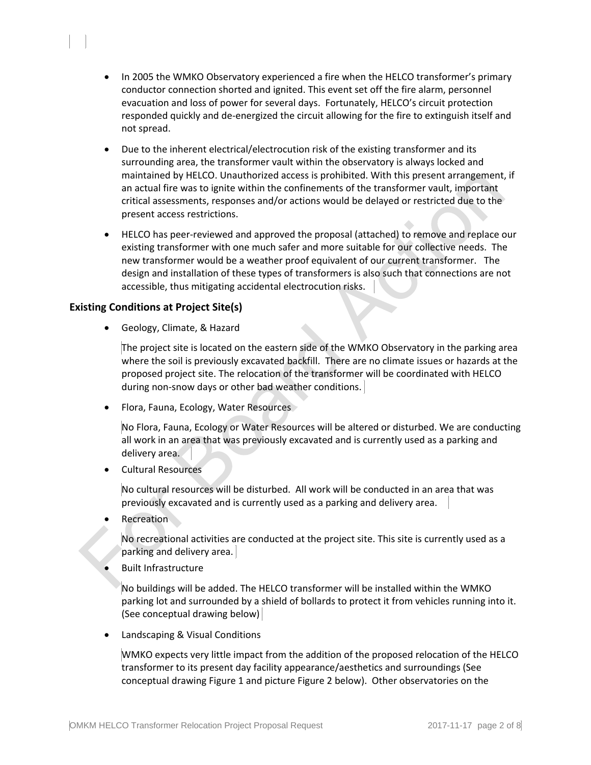- In 2005 the WMKO Observatory experienced a fire when the HELCO transformer's primary conductor connection shorted and ignited. This event set off the fire alarm, personnel evacuation and loss of power for several days. Fortunately, HELCO's circuit protection responded quickly and de-energized the circuit allowing for the fire to extinguish itself and not spread.
- Due to the inherent electrical/electrocution risk of the existing transformer and its surrounding area, the transformer vault within the observatory is always locked and maintained by HELCO. Unauthorized access is prohibited. With this present arrangement, if an actual fire was to ignite within the confinements of the transformer vault, important critical assessments, responses and/or actions would be delayed or restricted due to the present access restrictions.
- HELCO has peer-reviewed and approved the proposal (attached) to remove and replace our existing transformer with one much safer and more suitable for our collective needs. The new transformer would be a weather proof equivalent of our current transformer. The design and installation of these types of transformers is also such that connections are not accessible, thus mitigating accidental electrocution risks.

### Existing Conditions at Project Site(s)

- Geology, Climate, & Hazard

  The project site is located on the eastern side of the WMKO Observatory in the parking area where the soil is previously excavated backfill. There are no climate issues or hazards at the proposed project site. The relocation of the transformer will be coordinated with HELCO during non-snow days or other bad weather conditions.

- Flora, Fauna, Ecology, Water Resources

  No Flora, Fauna, Ecology or Water Resources will be altered or disturbed. We are conducting all work in an area that was previously excavated and is currently used as a parking and delivery area.

- Cultural Resources

  No cultural resources will be disturbed. All work will be conducted in an area that was previously excavated and is currently used as a parking and delivery area.

- Recreation

  No recreational activities are conducted at the project site. This site is currently used as a parking and delivery area.

- Built Infrastructure

  No buildings will be added. The HELCO transformer will be installed within the WMKO parking lot and surrounded by a shield of bollards to protect it from vehicles running into it. (See conceptual drawing below)

- Landscaping & Visual Conditions

  WMKO expects very little impact from the addition of the proposed relocation of the HELCO transformer to its present day facility appearance/aesthetics and surroundings (See conceptual drawing Figure 1 and picture Figure 2 below). Other observatories on the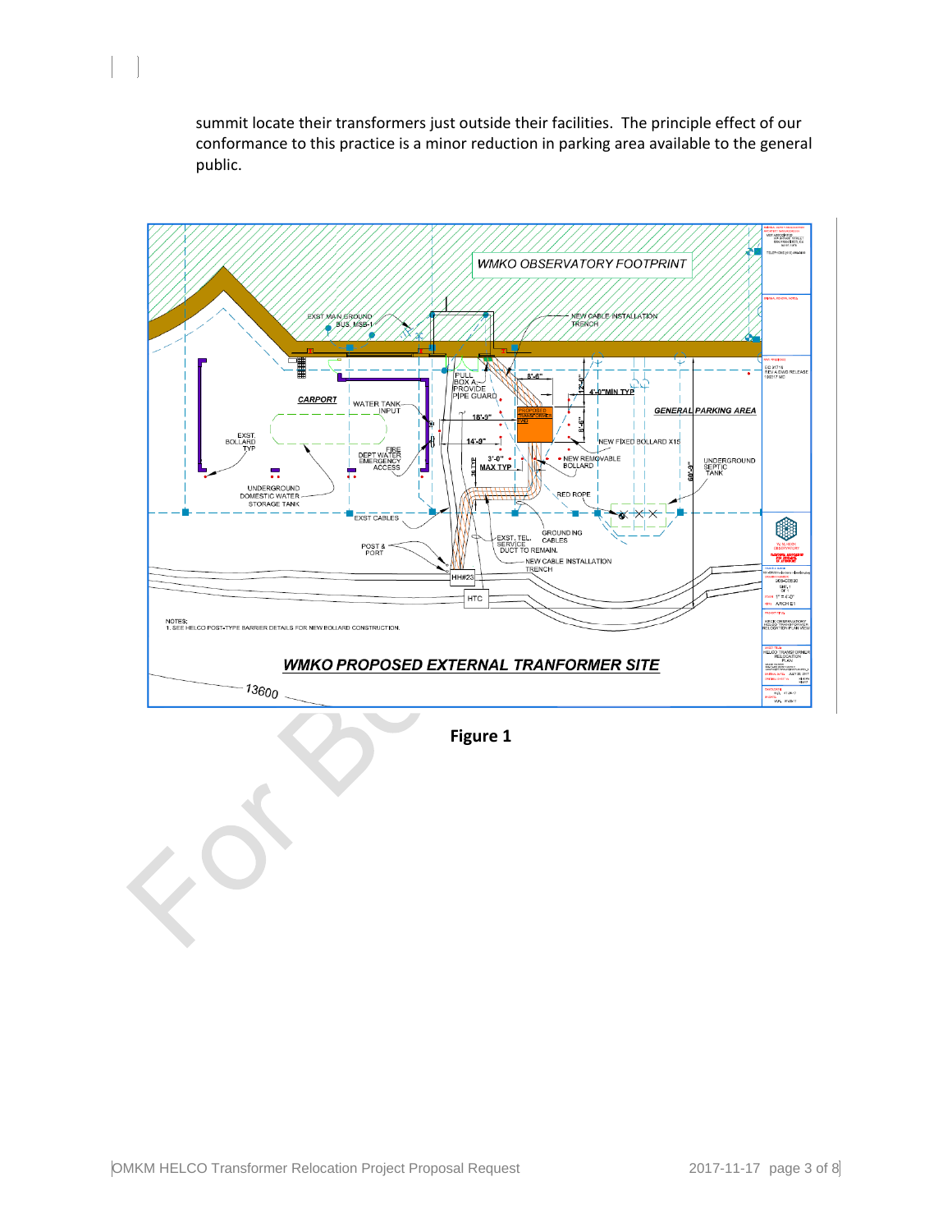summit locate their transformers just outside their facilities. The principle effect of our conformance to this practice is a minor reduction in parking area available to the general public.

**Figure 1**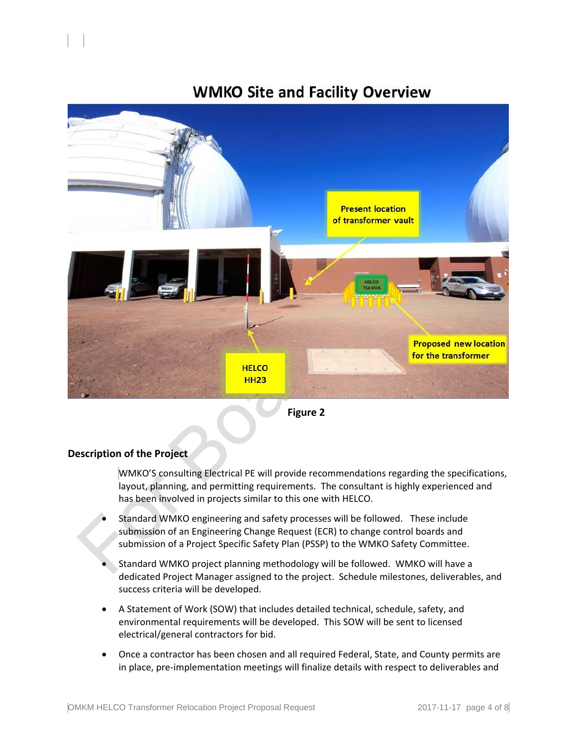## WMKO Site and Facility Overview

Figure 2

### Description of the Project

WMKO'S consulting Electrical PE will provide recommendations regarding the specifications, layout, planning, and permitting requirements. The consultant is highly experienced and has been involved in projects similar to this one with HELCO.

- Standard WMKO engineering and safety processes will be followed. These include submission of an Engineering Change Request (ECR) to change control boards and submission of a Project Specific Safety Plan (PSSP) to the WMKO Safety Committee.
- Standard WMKO project planning methodology will be followed. WMKO will have a dedicated Project Manager assigned to the project. Schedule milestones, deliverables, and success criteria will be developed.
- A Statement of Work (SOW) that includes detailed technical, schedule, safety, and environmental requirements will be developed. This SOW will be sent to licensed electrical/general contractors for bid.
- Once a contractor has been chosen and all required Federal, State, and County permits are in place, pre-implementation meetings will finalize details with respect to deliverables and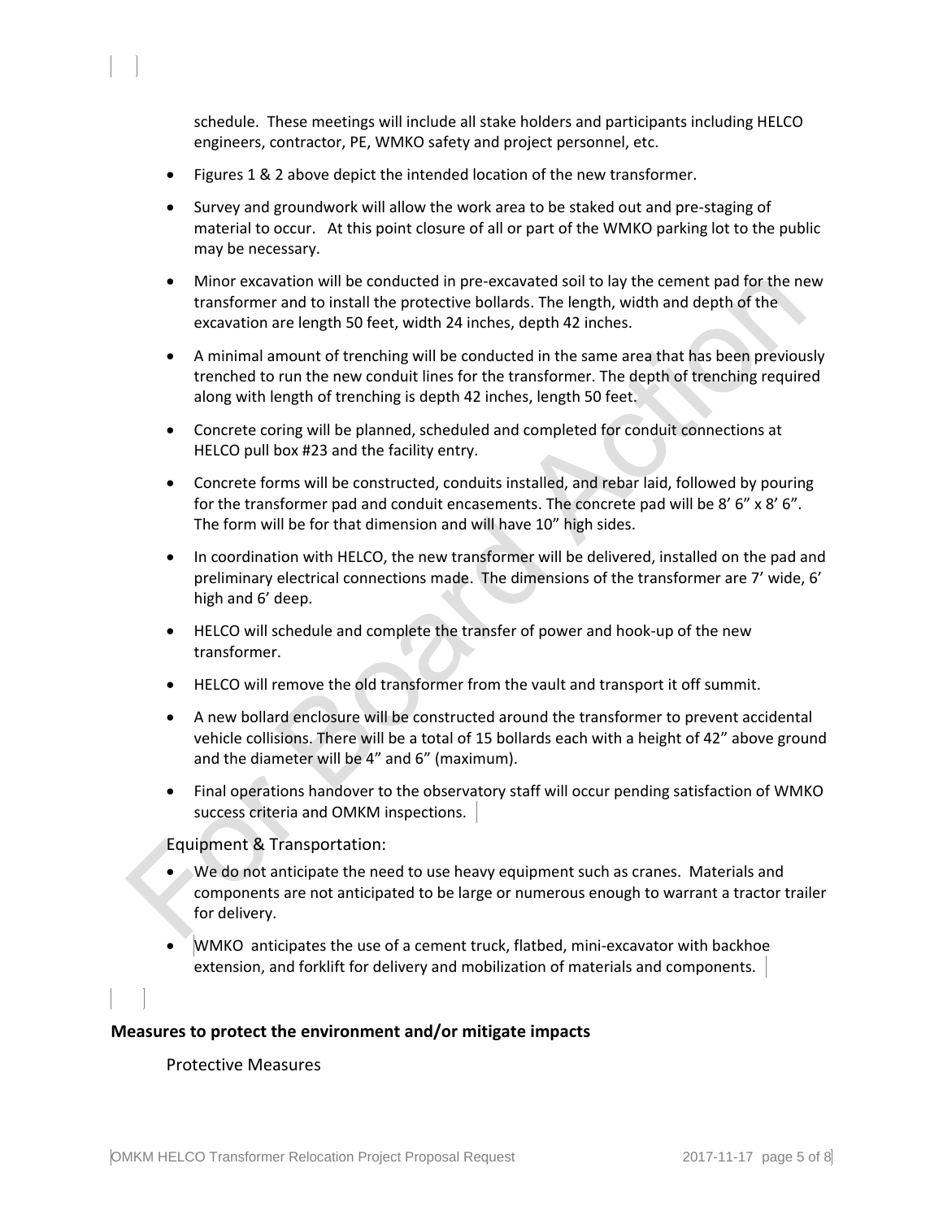schedule. These meetings will include all stake holders and participants including HELCO engineers, contractor, PE, WMKO safety and project personnel, etc.

- Figures 1 & 2 above depict the intended location of the new transformer.
- Survey and groundwork will allow the work area to be staked out and pre-staging of material to occur. At this point closure of all or part of the WMKO parking lot to the public may be necessary.
- Minor excavation will be conducted in pre-excavated soil to lay the cement pad for the new transformer and to install the protective bollards. The length, width and depth of the excavation are length 50 feet, width 24 inches, depth 42 inches.
- A minimal amount of trenching will be conducted in the same area that has been previously trenched to run the new conduit lines for the transformer. The depth of trenching required along with length of trenching is depth 42 inches, length 50 feet.
- Concrete coring will be planned, scheduled and completed for conduit connections at HELCO pull box #23 and the facility entry.
- Concrete forms will be constructed, conduits installed, and rebar laid, followed by pouring for the transformer pad and conduit encasements. The concrete pad will be 8' 6" x 8' 6". The form will be for that dimension and will have 10" high sides.
- In coordination with HELCO, the new transformer will be delivered, installed on the pad and preliminary electrical connections made. The dimensions of the transformer are 7' wide, 6' high and 6' deep.
- HELCO will schedule and complete the transfer of power and hook-up of the new transformer.
- HELCO will remove the old transformer from the vault and transport it off summit.
- A new bollard enclosure will be constructed around the transformer to prevent accidental vehicle collisions. There will be a total of 15 bollards each with a height of 42" above ground and the diameter will be 4" and 6" (maximum).
- Final operations handover to the observatory staff will occur pending satisfaction of WMKO success criteria and OMKM inspections.

Equipment & Transportation:

- We do not anticipate the need to use heavy equipment such as cranes. Materials and components are not anticipated to be large or numerous enough to warrant a tractor trailer for delivery.
- WMKO anticipates the use of a cement truck, flatbed, mini-excavator with backhoe extension, and forklift for delivery and mobilization of materials and components.

**Measures to protect the environment and/or mitigate impacts**

Protective Measures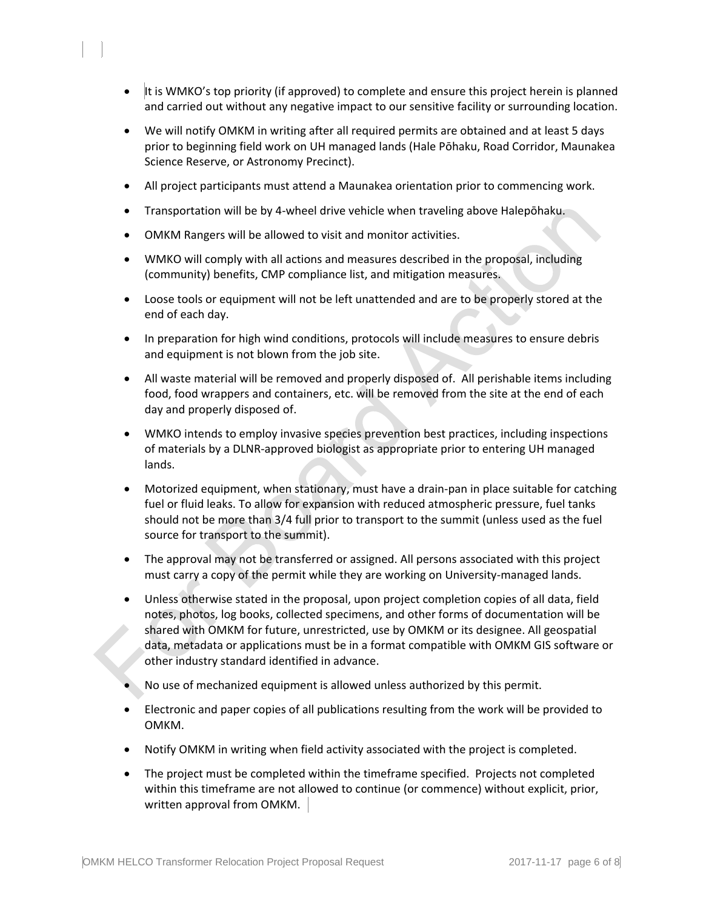- It is WMKO's top priority (if approved) to complete and ensure this project herein is planned and carried out without any negative impact to our sensitive facility or surrounding location.
- We will notify OMKM in writing after all required permits are obtained and at least 5 days prior to beginning field work on UH managed lands (Hale Pōhaku, Road Corridor, Maunakea Science Reserve, or Astronomy Precinct).
- All project participants must attend a Maunakea orientation prior to commencing work.
- Transportation will be by 4-wheel drive vehicle when traveling above Halepōhaku.
- OMKM Rangers will be allowed to visit and monitor activities.
- WMKO will comply with all actions and measures described in the proposal, including (community) benefits, CMP compliance list, and mitigation measures.
- Loose tools or equipment will not be left unattended and are to be properly stored at the end of each day.
- In preparation for high wind conditions, protocols will include measures to ensure debris and equipment is not blown from the job site.
- All waste material will be removed and properly disposed of. All perishable items including food, food wrappers and containers, etc. will be removed from the site at the end of each day and properly disposed of.
- WMKO intends to employ invasive species prevention best practices, including inspections of materials by a DLNR-approved biologist as appropriate prior to entering UH managed lands.
- Motorized equipment, when stationary, must have a drain-pan in place suitable for catching fuel or fluid leaks. To allow for expansion with reduced atmospheric pressure, fuel tanks should not be more than 3/4 full prior to transport to the summit (unless used as the fuel source for transport to the summit).
- The approval may not be transferred or assigned. All persons associated with this project must carry a copy of the permit while they are working on University-managed lands.
- Unless otherwise stated in the proposal, upon project completion copies of all data, field notes, photos, log books, collected specimens, and other forms of documentation will be shared with OMKM for future, unrestricted, use by OMKM or its designee. All geospatial data, metadata or applications must be in a format compatible with OMKM GIS software or other industry standard identified in advance.
- No use of mechanized equipment is allowed unless authorized by this permit.
- Electronic and paper copies of all publications resulting from the work will be provided to OMKM.
- Notify OMKM in writing when field activity associated with the project is completed.
- The project must be completed within the timeframe specified. Projects not completed within this timeframe are not allowed to continue (or commence) without explicit, prior, written approval from OMKM.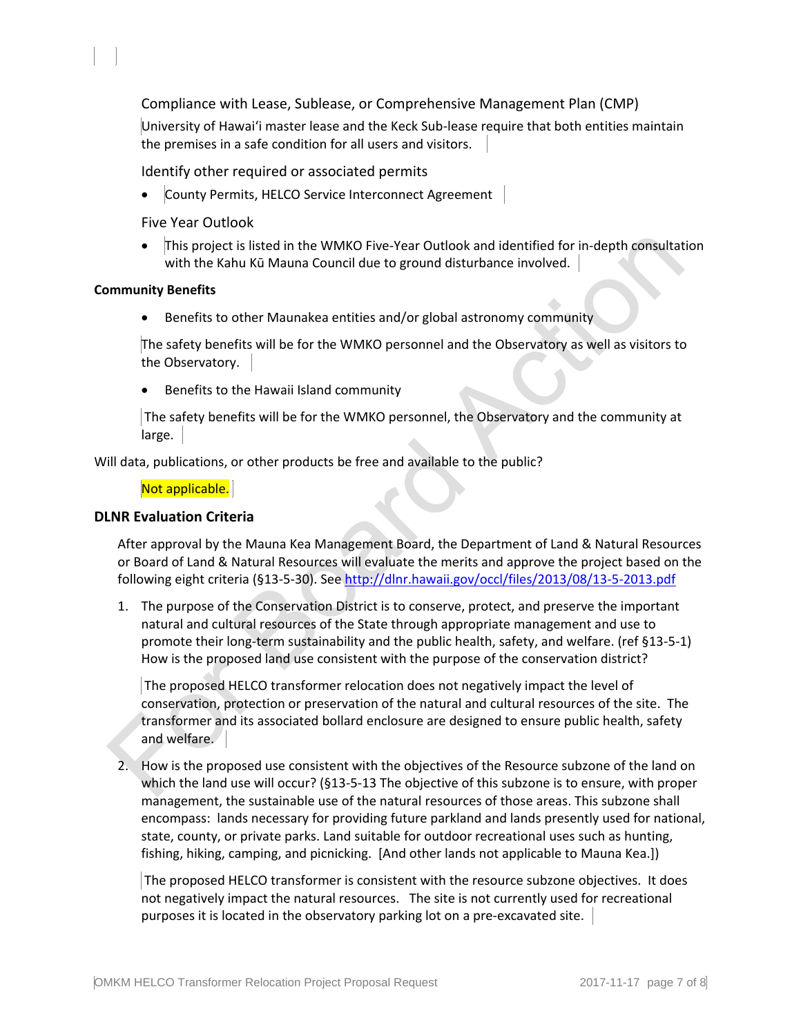Compliance with Lease, Sublease, or Comprehensive Management Plan (CMP)

University of Hawaiʻi master lease and the Keck Sub-lease require that both entities maintain the premises in a safe condition for all users and visitors.

Identify other required or associated permits

- County Permits, HELCO Service Interconnect Agreement

Five Year Outlook

- This project is listed in the WMKO Five-Year Outlook and identified for in-depth consultation with the Kahu Kū Mauna Council due to ground disturbance involved.

**Community Benefits**

- Benefits to other Maunakea entities and/or global astronomy community

The safety benefits will be for the WMKO personnel and the Observatory as well as visitors to the Observatory.

- Benefits to the Hawaii Island community

The safety benefits will be for the WMKO personnel, the Observatory and the community at large.

Will data, publications, or other products be free and available to the public?

Not applicable.

### DLNR Evaluation Criteria

After approval by the Mauna Kea Management Board, the Department of Land & Natural Resources or Board of Land & Natural Resources will evaluate the merits and approve the project based on the following eight criteria (§13-5-30). See http://dlnr.hawaii.gov/occl/files/2013/08/13-5-2013.pdf

1. The purpose of the Conservation District is to conserve, protect, and preserve the important natural and cultural resources of the State through appropriate management and use to promote their long-term sustainability and the public health, safety, and welfare. (ref §13-5-1) How is the proposed land use consistent with the purpose of the conservation district?

   The proposed HELCO transformer relocation does not negatively impact the level of conservation, protection or preservation of the natural and cultural resources of the site. The transformer and its associated bollard enclosure are designed to ensure public health, safety and welfare.

2. How is the proposed use consistent with the objectives of the Resource subzone of the land on which the land use will occur? (§13-5-13 The objective of this subzone is to ensure, with proper management, the sustainable use of the natural resources of those areas. This subzone shall encompass: lands necessary for providing future parkland and lands presently used for national, state, county, or private parks. Land suitable for outdoor recreational uses such as hunting, fishing, hiking, camping, and picnicking. [And other lands not applicable to Mauna Kea.])

   The proposed HELCO transformer is consistent with the resource subzone objectives. It does not negatively impact the natural resources. The site is not currently used for recreational purposes it is located in the observatory parking lot on a pre-excavated site.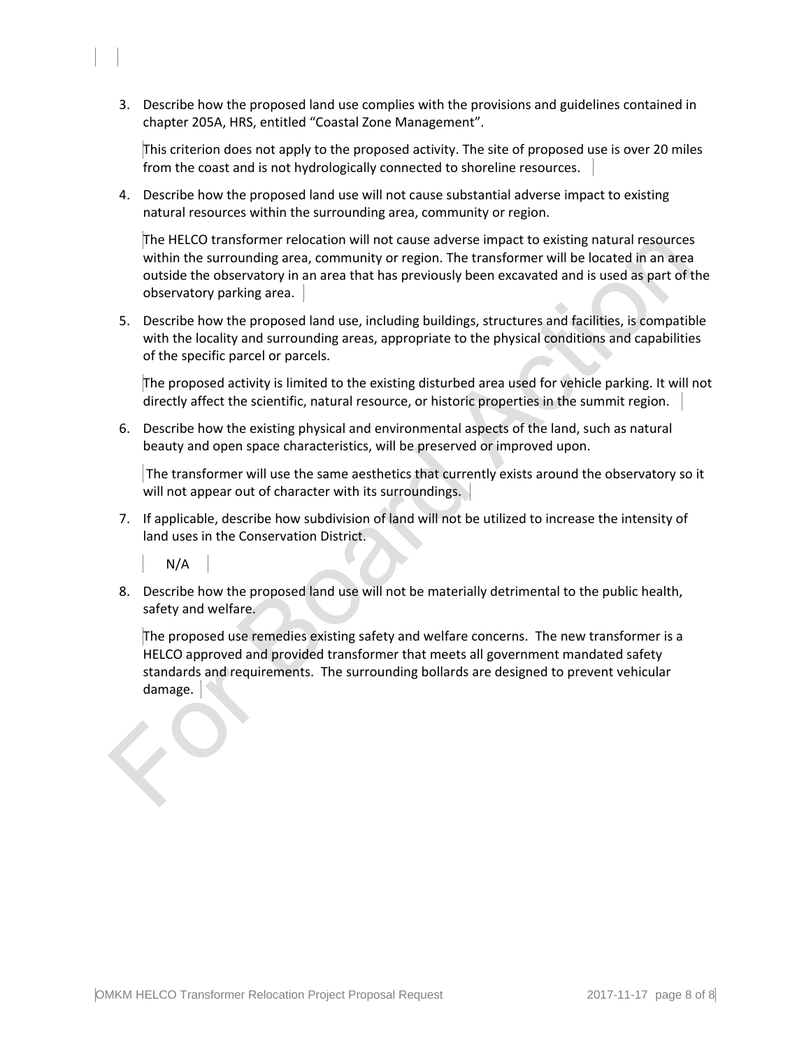3. Describe how the proposed land use complies with the provisions and guidelines contained in chapter 205A, HRS, entitled "Coastal Zone Management".

   This criterion does not apply to the proposed activity. The site of proposed use is over 20 miles from the coast and is not hydrologically connected to shoreline resources.

4. Describe how the proposed land use will not cause substantial adverse impact to existing natural resources within the surrounding area, community or region.

   The HELCO transformer relocation will not cause adverse impact to existing natural resources within the surrounding area, community or region. The transformer will be located in an area outside the observatory in an area that has previously been excavated and is used as part of the observatory parking area.

5. Describe how the proposed land use, including buildings, structures and facilities, is compatible with the locality and surrounding areas, appropriate to the physical conditions and capabilities of the specific parcel or parcels.

   The proposed activity is limited to the existing disturbed area used for vehicle parking. It will not directly affect the scientific, natural resource, or historic properties in the summit region.

6. Describe how the existing physical and environmental aspects of the land, such as natural beauty and open space characteristics, will be preserved or improved upon.

   The transformer will use the same aesthetics that currently exists around the observatory so it will not appear out of character with its surroundings.

7. If applicable, describe how subdivision of land will not be utilized to increase the intensity of land uses in the Conservation District.

   N/A

8. Describe how the proposed land use will not be materially detrimental to the public health, safety and welfare.

   The proposed use remedies existing safety and welfare concerns. The new transformer is a HELCO approved and provided transformer that meets all government mandated safety standards and requirements. The surrounding bollards are designed to prevent vehicular damage.